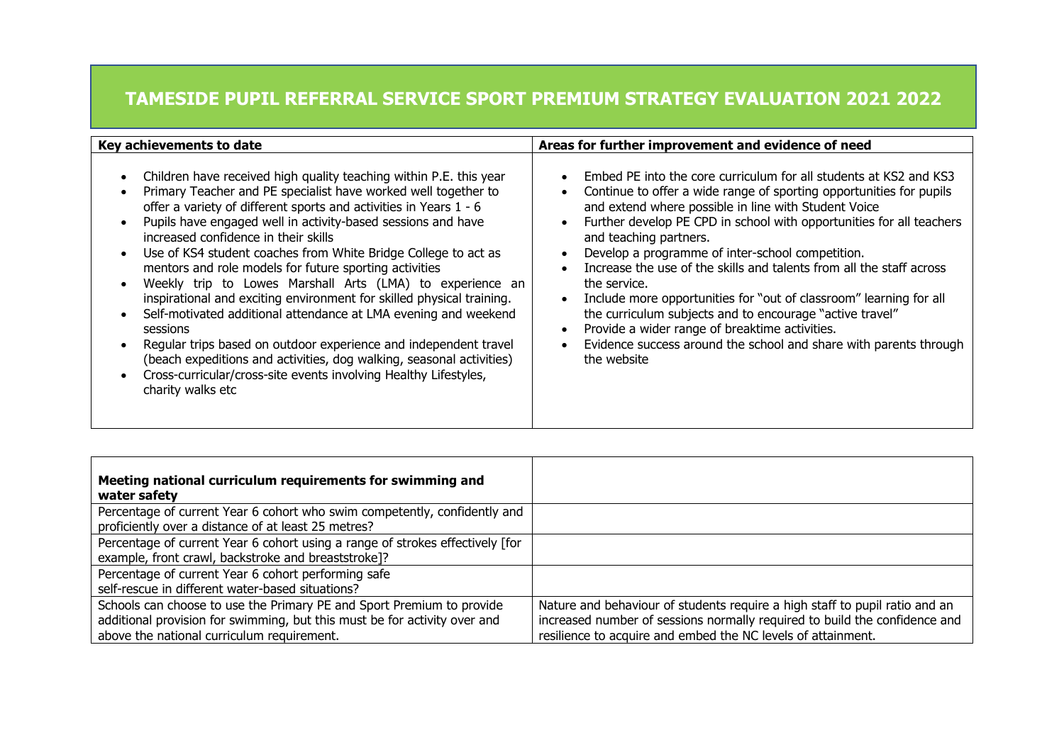# TAMESIDE PUPIL REFERRAL SERVICE SPORT PREMIUM STRATEGY EVALUATION 2021 2022

| Key achievements to date | Areas for further improvement and evidence of need |
| --- | --- |
| <ul><li>Children have received high quality teaching within P.E. this year</li><li>Primary Teacher and PE specialist have worked well together to offer a variety of different sports and activities in Years 1 - 6</li><li>Pupils have engaged well in activity-based sessions and have increased confidence in their skills</li><li>Use of KS4 student coaches from White Bridge College to act as mentors and role models for future sporting activities</li><li>Weekly trip to Lowes Marshall Arts (LMA) to experience an inspirational and exciting environment for skilled physical training.</li><li>Self-motivated additional attendance at LMA evening and weekend sessions</li><li>Regular trips based on outdoor experience and independent travel (beach expeditions and activities, dog walking, seasonal activities)</li><li>Cross-curricular/cross-site events involving Healthy Lifestyles, charity walks etc</li></ul> | <ul><li>Embed PE into the core curriculum for all students at KS2 and KS3</li><li>Continue to offer a wide range of sporting opportunities for pupils and extend where possible in line with Student Voice</li><li>Further develop PE CPD in school with opportunities for all teachers and teaching partners.</li><li>Develop a programme of inter-school competition.</li><li>Increase the use of the skills and talents from all the staff across the service.</li><li>Include more opportunities for "out of classroom" learning for all the curriculum subjects and to encourage "active travel"</li><li>Provide a wider range of breaktime activities.</li><li>Evidence success around the school and share with parents through the website</li></ul> |

| **Meeting national curriculum requirements for swimming and water safety** | |
| --- | --- |
| Percentage of current Year 6 cohort who swim competently, confidently and proficiently over a distance of at least 25 metres? | |
| Percentage of current Year 6 cohort using a range of strokes effectively [for example, front crawl, backstroke and breaststroke]? | |
| Percentage of current Year 6 cohort performing safe self-rescue in different water-based situations? | |
| Schools can choose to use the Primary PE and Sport Premium to provide additional provision for swimming, but this must be for activity over and above the national curriculum requirement. | Nature and behaviour of students require a high staff to pupil ratio and an increased number of sessions normally required to build the confidence and resilience to acquire and embed the NC levels of attainment. |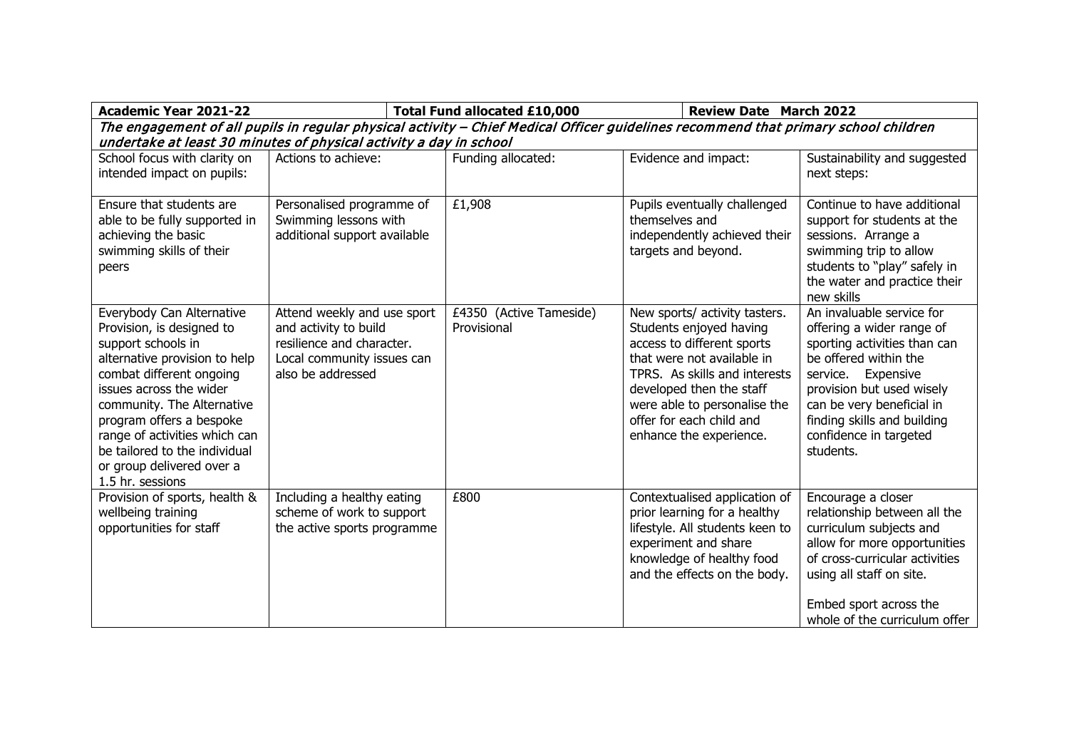| **Academic Year 2021-22** | | **Total Fund allocated £10,000** | **Review Date March 2022** | |
|---|---|---|---|---|
| ***The engagement of all pupils in regular physical activity – Chief Medical Officer guidelines recommend that primary school children undertake at least 30 minutes of physical activity a day in school*** | | | | |
| School focus with clarity on intended impact on pupils: | Actions to achieve: | Funding allocated: | Evidence and impact: | Sustainability and suggested next steps: |
| Ensure that students are able to be fully supported in achieving the basic swimming skills of their peers | Personalised programme of Swimming lessons with additional support available | £1,908 | Pupils eventually challenged themselves and independently achieved their targets and beyond. | Continue to have additional support for students at the sessions. Arrange a swimming trip to allow students to "play" safely in the water and practice their new skills |
| Everybody Can Alternative Provision, is designed to support schools in alternative provision to help combat different ongoing issues across the wider community. The Alternative program offers a bespoke range of activities which can be tailored to the individual or group delivered over a 1.5 hr. sessions | Attend weekly and use sport and activity to build resilience and character. Local community issues can also be addressed | £4350 (Active Tameside) Provisional | New sports/ activity tasters. Students enjoyed having access to different sports that were not available in TPRS. As skills and interests developed then the staff were able to personalise the offer for each child and enhance the experience. | An invaluable service for offering a wider range of sporting activities than can be offered within the service. Expensive provision but used wisely can be very beneficial in finding skills and building confidence in targeted students. |
| Provision of sports, health & wellbeing training opportunities for staff | Including a healthy eating scheme of work to support the active sports programme | £800 | Contextualised application of prior learning for a healthy lifestyle. All students keen to experiment and share knowledge of healthy food and the effects on the body. | Encourage a closer relationship between all the curriculum subjects and allow for more opportunities of cross-curricular activities using all staff on site.<br><br>Embed sport across the whole of the curriculum offer |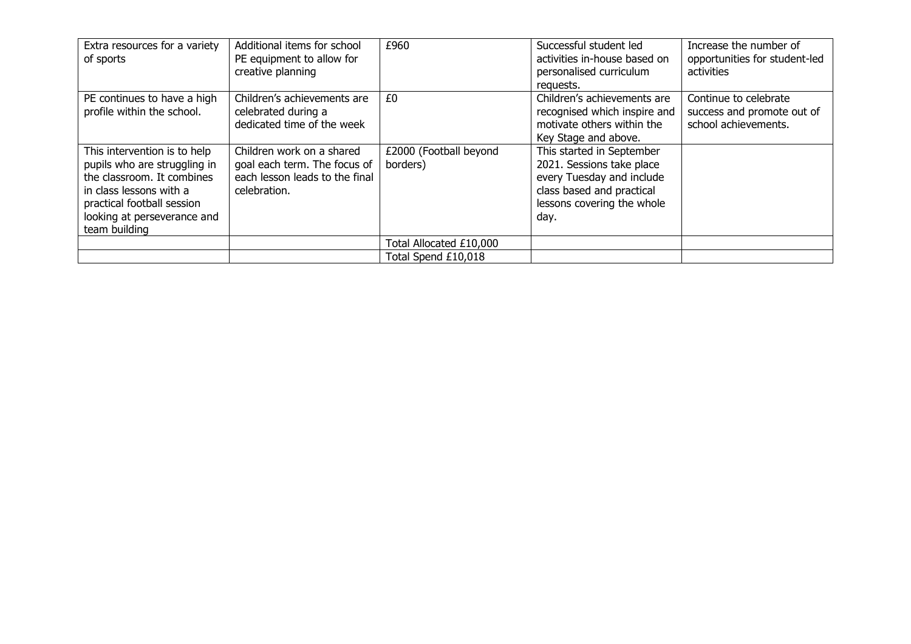| | | | | |
|---|---|---|---|---|
| Extra resources for a variety of sports | Additional items for school PE equipment to allow for creative planning | £960 | Successful student led activities in-house based on personalised curriculum requests. | Increase the number of opportunities for student-led activities |
| PE continues to have a high profile within the school. | Children's achievements are celebrated during a dedicated time of the week | £0 | Children's achievements are recognised which inspire and motivate others within the Key Stage and above. | Continue to celebrate success and promote out of school achievements. |
| This intervention is to help pupils who are struggling in the classroom. It combines in class lessons with a practical football session looking at perseverance and team building | Children work on a shared goal each term. The focus of each lesson leads to the final celebration. | £2000 (Football beyond borders) | This started in September 2021. Sessions take place every Tuesday and include class based and practical lessons covering the whole day. | |
| | | Total Allocated £10,000 | | |
| | | Total Spend £10,018 | | |